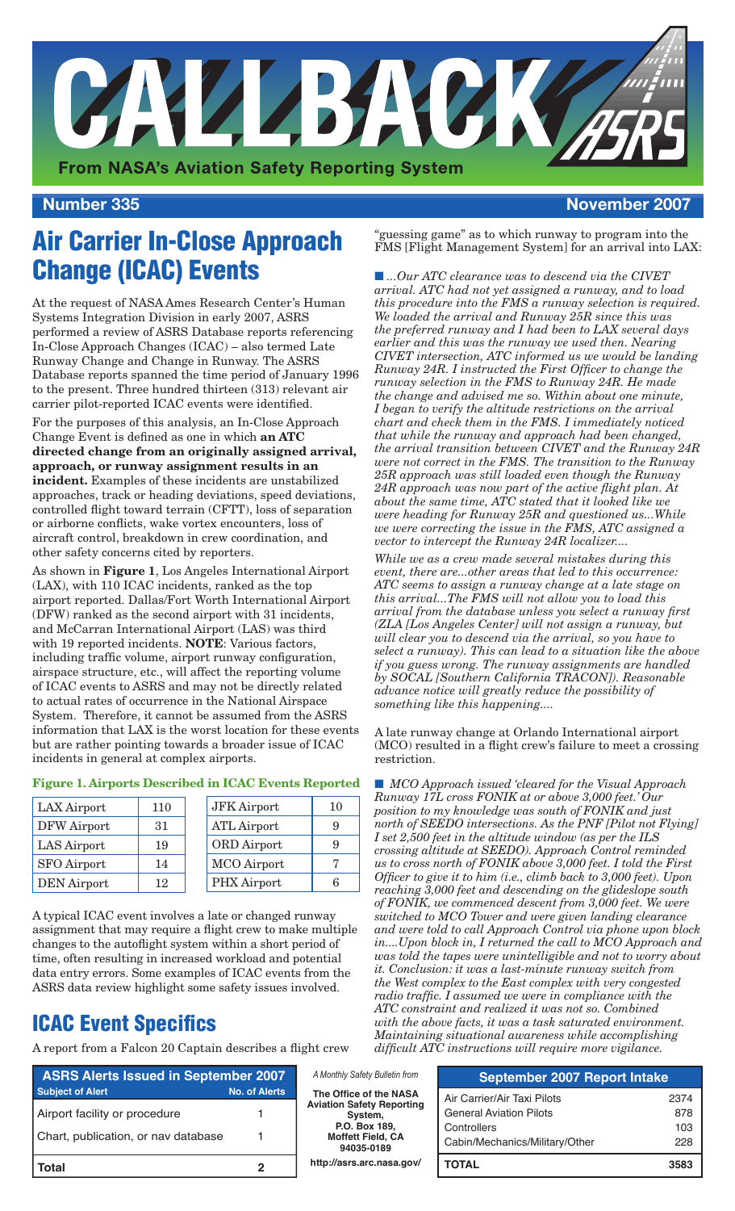# CALLBACK

**From NASA's Aviation Safety Reporting System**

**Number 335** **November 2007**

## Air Carrier In-Close Approach Change (ICAC) Events

At the request of NASA Ames Research Center's Human Systems Integration Division in early 2007, ASRS performed a review of ASRS Database reports referencing In-Close Approach Changes (ICAC) – also termed Late Runway Change and Change in Runway. The ASRS Database reports spanned the time period of January 1996 to the present. Three hundred thirteen (313) relevant air carrier pilot-reported ICAC events were identified.

For the purposes of this analysis, an In-Close Approach Change Event is defined as one in which **an ATC directed change from an originally assigned arrival, approach, or runway assignment results in an incident.** Examples of these incidents are unstabilized approaches, track or heading deviations, speed deviations, controlled flight toward terrain (CFTT), loss of separation or airborne conflicts, wake vortex encounters, loss of aircraft control, breakdown in crew coordination, and other safety concerns cited by reporters.

As shown in **Figure 1**, Los Angeles International Airport (LAX), with 110 ICAC incidents, ranked as the top airport reported. Dallas/Fort Worth International Airport (DFW) ranked as the second airport with 31 incidents, and McCarran International Airport (LAS) was third with 19 reported incidents. **NOTE**: Various factors, including traffic volume, airport runway configuration, airspace structure, etc., will affect the reporting volume of ICAC events to ASRS and may not be directly related to actual rates of occurrence in the National Airspace System. Therefore, it cannot be assumed from the ASRS information that LAX is the worst location for these events but are rather pointing towards a broader issue of ICAC incidents in general at complex airports.

**Figure 1. Airports Described in ICAC Events Reported**

| Airport | Events | Airport | Events |
|---|---|---|---|
| LAX Airport | 110 | JFK Airport | 10 |
| DFW Airport | 31 | ATL Airport | 9 |
| LAS Airport | 19 | ORD Airport | 9 |
| SFO Airport | 14 | MCO Airport | 7 |
| DEN Airport | 12 | PHX Airport | 6 |

A typical ICAC event involves a late or changed runway assignment that may require a flight crew to make multiple changes to the autoflight system within a short period of time, often resulting in increased workload and potential data entry errors. Some examples of ICAC events from the ASRS data review highlight some safety issues involved.

## ICAC Event Specifics

A report from a Falcon 20 Captain describes a flight crew "guessing game" as to which runway to program into the FMS [Flight Management System] for an arrival into LAX:

■ *...Our ATC clearance was to descend via the CIVET arrival. ATC had not yet assigned a runway, and to load this procedure into the FMS a runway selection is required. We loaded the arrival and Runway 25R since this was the preferred runway and I had been to LAX several days earlier and this was the runway we used then. Nearing CIVET intersection, ATC informed us we would be landing Runway 24R. I instructed the First Officer to change the runway selection in the FMS to Runway 24R. He made the change and advised me so. Within about one minute, I began to verify the altitude restrictions on the arrival chart and check them in the FMS. I immediately noticed that while the runway and approach had been changed, the arrival transition between CIVET and the Runway 24R were not correct in the FMS. The transition to the Runway 25R approach was still loaded even though the Runway 24R approach was now part of the active flight plan. At about the same time, ATC stated that it looked like we were heading for Runway 25R and questioned us...While we were correcting the issue in the FMS, ATC assigned a vector to intercept the Runway 24R localizer....*

*While we as a crew made several mistakes during this event, there are...other areas that led to this occurrence: ATC seems to assign a runway change at a late stage on this arrival...The FMS will not allow you to load this arrival from the database unless you select a runway first (ZLA [Los Angeles Center] will not assign a runway, but will clear you to descend via the arrival, so you have to select a runway). This can lead to a situation like the above if you guess wrong. The runway assignments are handled by SOCAL [Southern California TRACON]). Reasonable advance notice will greatly reduce the possibility of something like this happening....*

A late runway change at Orlando International airport (MCO) resulted in a flight crew's failure to meet a crossing restriction.

■ *MCO Approach issued 'cleared for the Visual Approach Runway 17L cross FONIK at or above 3,000 feet.' Our position to my knowledge was south of FONIK and just north of SEEDO intersections. As the PNF [Pilot not Flying] I set 2,500 feet in the altitude window (as per the ILS crossing altitude at SEEDO). Approach Control reminded us to cross north of FONIK above 3,000 feet. I told the First Officer to give it to him (i.e., climb back to 3,000 feet). Upon reaching 3,000 feet and descending on the glideslope south of FONIK, we commenced descent from 3,000 feet. We were switched to MCO Tower and were given landing clearance and were told to call Approach Control via phone upon block in....Upon block in, I returned the call to MCO Approach and was told the tapes were unintelligible and not to worry about it. Conclusion: it was a last-minute runway switch from the West complex to the East complex with very congested radio traffic. I assumed we were in compliance with the ATC constraint and realized it was not so. Combined with the above facts, it was a task saturated environment. Maintaining situational awareness while accomplishing difficult ATC instructions will require more vigilance.*

| ASRS Alerts Issued in September 2007 | |
|---|---|
| **Subject of Alert** | **No. of Alerts** |
| Airport facility or procedure | 1 |
| Chart, publication, or nav database | 1 |
| **Total** | **2** |

*A Monthly Safety Bulletin from*

**The Office of the NASA Aviation Safety Reporting System, P.O. Box 189, Moffett Field, CA 94035-0189**

**http://asrs.arc.nasa.gov/**

| September 2007 Report Intake | |
|---|---|
| Air Carrier/Air Taxi Pilots | 2374 |
| General Aviation Pilots | 878 |
| Controllers | 103 |
| Cabin/Mechanics/Military/Other | 228 |
| **TOTAL** | **3583** |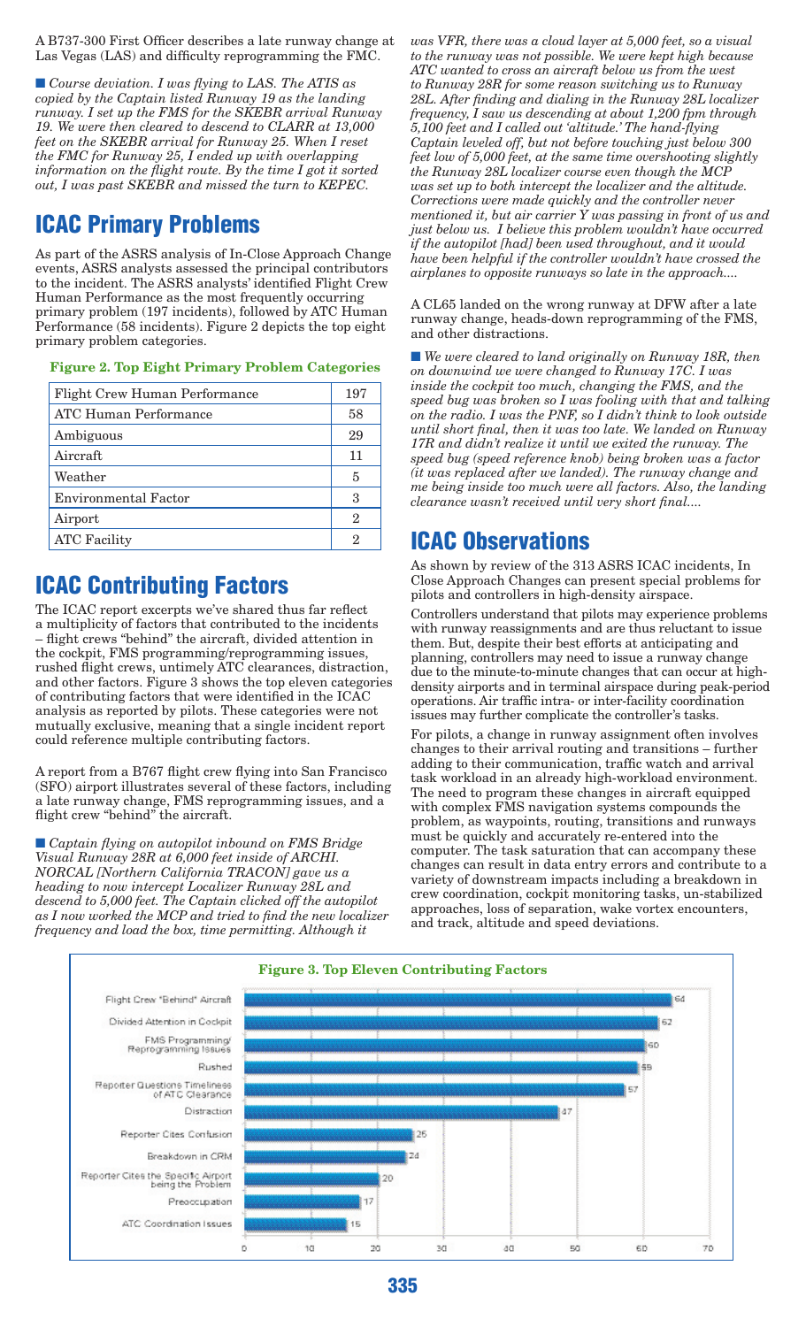A B737-300 First Officer describes a late runway change at Las Vegas (LAS) and difficulty reprogramming the FMC.

■ *Course deviation. I was flying to LAS. The ATIS as copied by the Captain listed Runway 19 as the landing runway. I set up the FMS for the SKEBR arrival Runway 19. We were then cleared to descend to CLARR at 13,000 feet on the SKEBR arrival for Runway 25. When I reset the FMC for Runway 25, I ended up with overlapping information on the flight route. By the time I got it sorted out, I was past SKEBR and missed the turn to KEPEC.*

## ICAC Primary Problems

As part of the ASRS analysis of In-Close Approach Change events, ASRS analysts assessed the principal contributors to the incident. The ASRS analysts' identified Flight Crew Human Performance as the most frequently occurring primary problem (197 incidents), followed by ATC Human Performance (58 incidents). Figure 2 depicts the top eight primary problem categories.

**Figure 2. Top Eight Primary Problem Categories**

| | |
|---|---|
| Flight Crew Human Performance | 197 |
| ATC Human Performance | 58 |
| Ambiguous | 29 |
| Aircraft | 11 |
| Weather | 5 |
| Environmental Factor | 3 |
| Airport | 2 |
| ATC Facility | 2 |

## ICAC Contributing Factors

The ICAC report excerpts we've shared thus far reflect a multiplicity of factors that contributed to the incidents – flight crews "behind" the aircraft, divided attention in the cockpit, FMS programming/reprogramming issues, rushed flight crews, untimely ATC clearances, distraction, and other factors. Figure 3 shows the top eleven categories of contributing factors that were identified in the ICAC analysis as reported by pilots. These categories were not mutually exclusive, meaning that a single incident report could reference multiple contributing factors.

A report from a B767 flight crew flying into San Francisco (SFO) airport illustrates several of these factors, including a late runway change, FMS reprogramming issues, and a flight crew "behind" the aircraft.

■ *Captain flying on autopilot inbound on FMS Bridge Visual Runway 28R at 6,000 feet inside of ARCHI. NORCAL [Northern California TRACON] gave us a heading to now intercept Localizer Runway 28L and descend to 5,000 feet. The Captain clicked off the autopilot as I now worked the MCP and tried to find the new localizer frequency and load the box, time permitting. Although it was VFR, there was a cloud layer at 5,000 feet, so a visual to the runway was not possible. We were kept high because ATC wanted to cross an aircraft below us from the west to Runway 28R for some reason switching us to Runway 28L. After finding and dialing in the Runway 28L localizer frequency, I saw us descending at about 1,200 fpm through 5,100 feet and I called out 'altitude.' The hand-flying Captain leveled off, but not before touching just below 300 feet low of 5,000 feet, at the same time overshooting slightly the Runway 28L localizer course even though the MCP was set up to both intercept the localizer and the altitude. Corrections were made quickly and the controller never mentioned it, but air carrier Y was passing in front of us and just below us. I believe this problem wouldn't have occurred if the autopilot [had] been used throughout, and it would have been helpful if the controller wouldn't have crossed the airplanes to opposite runways so late in the approach....*

A CL65 landed on the wrong runway at DFW after a late runway change, heads-down reprogramming of the FMS, and other distractions.

■ *We were cleared to land originally on Runway 18R, then on downwind we were changed to Runway 17C. I was inside the cockpit too much, changing the FMS, and the speed bug was broken so I was fooling with that and talking on the radio. I was the PNF, so I didn't think to look outside until short final, then it was too late. We landed on Runway 17R and didn't realize it until we exited the runway. The speed bug (speed reference knob) being broken was a factor (it was replaced after we landed). The runway change and me being inside too much were all factors. Also, the landing clearance wasn't received until very short final....*

## ICAC Observations

As shown by review of the 313 ASRS ICAC incidents, In Close Approach Changes can present special problems for pilots and controllers in high-density airspace.

Controllers understand that pilots may experience problems with runway reassignments and are thus reluctant to issue them. But, despite their best efforts at anticipating and planning, controllers may need to issue a runway change due to the minute-to-minute changes that can occur at high-density airports and in terminal airspace during peak-period operations. Air traffic intra- or inter-facility coordination issues may further complicate the controller's tasks.

For pilots, a change in runway assignment often involves changes to their arrival routing and transitions – further adding to their communication, traffic watch and arrival task workload in an already high-workload environment. The need to program these changes in aircraft equipped with complex FMS navigation systems compounds the problem, as waypoints, routing, transitions and runways must be quickly and accurately re-entered into the computer. The task saturation that can accompany these changes can result in data entry errors and contribute to a variety of downstream impacts including a breakdown in crew coordination, cockpit monitoring tasks, un-stabilized approaches, loss of separation, wake vortex encounters, and track, altitude and speed deviations.

**Figure 3. Top Eleven Contributing Factors**

Flight Crew "Behind" Aircraft 64
Divided Attention in Cockpit 62
FMS Programming/ Reprogramming Issues 60
Rushed 59
Reporter Questions Timeliness of ATC Clearance 57
Distraction 47
Reporter Cites Confusion 25
Breakdown in CRM 24
Reporter Cites the Specific Airport being the Problem 20
Preoccupation 17
ATC Coordination Issues 15

0 10 20 30 40 50 60 70